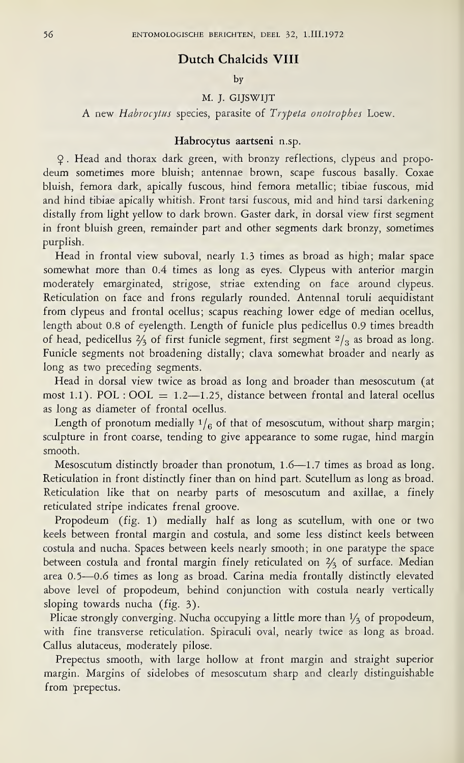# Dutch Chalcids VIII

by

M. J. GIJSWIJT

A new *Habrocytus* species, parasite of *Trypeta onotrophes* Loew.

## Habrocytus aartseni n.sp.

♀. Head and thorax dark green, with bronzy reflections, clypeus and propodeum sometimes more bluish; antennae brown, scape fuscous basally. Coxae bluish, femora dark, apically fuscous, hind femora metallic; tibiae fuscous, mid and hind tibiae apically whitish. Front tarsi fuscous, mid and hind tarsi darkening distally from light yellow to dark brown. Gaster dark, in dorsal view first segment in front bluish green, remainder part and other segments dark bronzy, sometimes purplish.

Head in frontal view suboval, nearly 1.3 times as broad as high; malar space somewhat more than 0.4 times as long as eyes. Clypeus with anterior margin moderately emarginated, strigose, striae extending on face around clypeus. Reticulation on face and frons regularly rounded. Antennal toruli aequidistant from clypeus and frontal ocellus; scapus reaching lower edge of median ocellus, length about 0.8 of eyelength. Length of funicle plus pedicellus 0.9 times breadth of head, pedicellus ⅔ of first funicle segment, first segment $^2/_3$ as broad as long. Funicle segments not broadening distally; clava somewhat broader and nearly as long as two preceding segments.

Head in dorsal view twice as broad as long and broader than mesoscutum (at most 1.1). POL : OOL = 1.2—1.25, distance between frontal and lateral ocellus as long as diameter of frontal ocellus.

Length of pronotum medially $^1/_6$ of that of mesoscutum, without sharp margin; sculpture in front coarse, tending to give appearance to some rugae, hind margin smooth.

Mesoscutum distinctly broader than pronotum, 1.6—1.7 times as broad as long. Reticulation in front distinctly finer than on hind part. Scutellum as long as broad. Reticulation like that on nearby parts of mesoscutum and axillae, a finely reticulated stripe indicates frenal groove.

Propodeum (fig. 1) medially half as long as scutellum, with one or two keels between frontal margin and costula, and some less distinct keels between costula and nucha. Spaces between keels nearly smooth; in one paratype the space between costula and frontal margin finely reticulated on ⅔ of surface. Median area 0.5—0.6 times as long as broad. Carina media frontally distinctly elevated above level of propodeum, behind conjunction with costula nearly vertically sloping towards nucha (fig. 3).

Plicae strongly converging. Nucha occupying a little more than ⅓ of propodeum, with fine transverse reticulation. Spiraculi oval, nearly twice as long as broad. Callus alutaceus, moderately pilose.

Prepectus smooth, with large hollow at front margin and straight superior margin. Margins of sidelobes of mesoscutum sharp and clearly distinguishable from prepectus.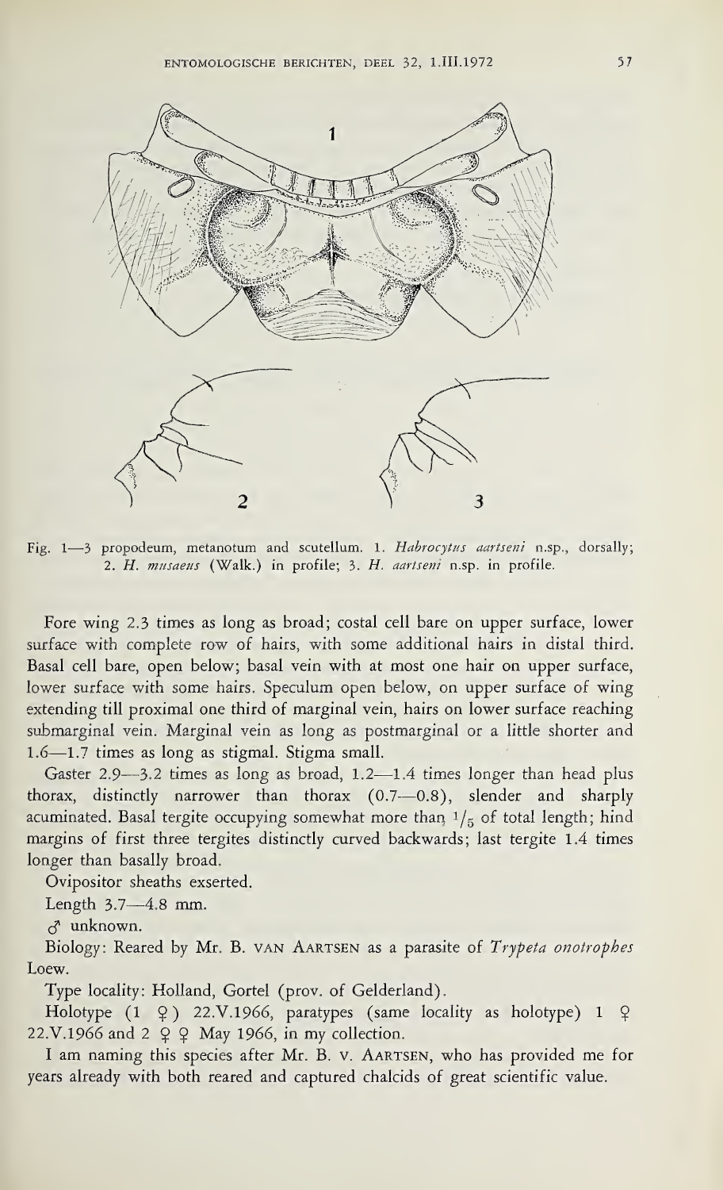Fig. 1—3 propodeum, metanotum and scutellum. 1. *Habrocytus aartseni* n.sp., dorsally; 2. *H. musaeus* (Walk.) in profile; 3. *H. aartseni* n.sp. in profile.

Fore wing 2.3 times as long as broad; costal cell bare on upper surface, lower surface with complete row of hairs, with some additional hairs in distal third. Basal cell bare, open below; basal vein with at most one hair on upper surface, lower surface with some hairs. Speculum open below, on upper surface of wing extending till proximal one third of marginal vein, hairs on lower surface reaching submarginal vein. Marginal vein as long as postmarginal or a little shorter and 1.6—1.7 times as long as stigmal. Stigma small.

Gaster 2.9—3.2 times as long as broad, 1.2—1.4 times longer than head plus thorax, distinctly narrower than thorax (0.7—0.8), slender and sharply acuminated. Basal tergite occupying somewhat more than $^1/_5$ of total length; hind margins of first three tergites distinctly curved backwards; last tergite 1.4 times longer than basally broad.

Ovipositor sheaths exserted.

Length 3.7—4.8 mm.

♂ unknown.

Biology: Reared by Mr. B. VAN AARTSEN as a parasite of *Trypeta onotrophes* Loew.

Type locality: Holland, Gortel (prov. of Gelderland).

Holotype (1 ♀) 22.V.1966, paratypes (same locality as holotype) 1 ♀ 22.V.1966 and 2 ♀♀ May 1966, in my collection.

I am naming this species after Mr. B. v. AARTSEN, who has provided me for years already with both reared and captured chalcids of great scientific value.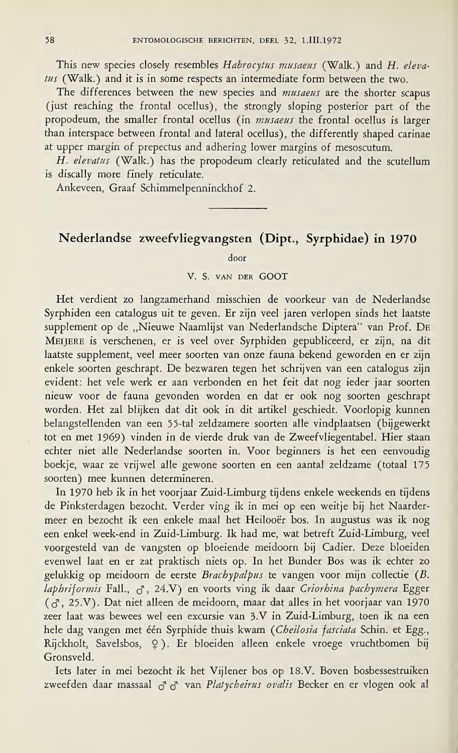This new species closely resembles *Habrocytus musaeus* (Walk.) and *H. elevatus* (Walk.) and it is in some respects an intermediate form between the two.

The differences between the new species and *musaeus* are the shorter scapus (just reaching the frontal ocellus), the strongly sloping posterior part of the propodeum, the smaller frontal ocellus (in *musaeus* the frontal ocellus is larger than interspace between frontal and lateral ocellus), the differently shaped carinae at upper margin of prepectus and adhering lower margins of mesoscutum.

*H. elevatus* (Walk.) has the propodeum clearly reticulated and the scutellum is discally more finely reticulate.

Ankeveen, Graaf Schimmelpenninckhof 2.

---

## Nederlandse zweefvliegvangsten (Dipt., Syrphidae) in 1970

door

V. S. van der Goot

Het verdient zo langzamerhand misschien de voorkeur van de Nederlandse Syrphiden een catalogus uit te geven. Er zijn veel jaren verlopen sinds het laatste supplement op de „Nieuwe Naamlijst van Nederlandsche Diptera" van Prof. De Meijere is verschenen, er is veel over Syrphiden gepubliceerd, er zijn, na dit laatste supplement, veel meer soorten van onze fauna bekend geworden en er zijn enkele soorten geschrapt. De bezwaren tegen het schrijven van een catalogus zijn evident: het vele werk er aan verbonden en het feit dat nog ieder jaar soorten nieuw voor de fauna gevonden worden en dat er ook nog soorten geschrapt worden. Het zal blijken dat dit ook in dit artikel geschiedt. Voorlopig kunnen belangstellenden van een 55-tal zeldzamere soorten alle vindplaatsen (bijgewerkt tot en met 1969) vinden in de vierde druk van de Zweefvliegentabel. Hier staan echter niet alle Nederlandse soorten in. Voor beginners is het een eenvoudig boekje, waar ze vrijwel alle gewone soorten en een aantal zeldzame (totaal 175 soorten) mee kunnen determineren.

In 1970 heb ik in het voorjaar Zuid-Limburg tijdens enkele weekends en tijdens de Pinksterdagen bezocht. Verder ving ik in mei op een weitje bij het Naardermeer en bezocht ik een enkele maal het Heilooër bos. In augustus was ik nog een enkel week-end in Zuid-Limburg. Ik had me, wat betreft Zuid-Limburg, veel voorgesteld van de vangsten op bloeiende meidoorn bij Cadier. Deze bloeiden evenwel laat en er zat praktisch niets op. In het Bunder Bos was ik echter zo gelukkig op meidoorn de eerste *Brachypalpus* te vangen voor mijn collectie (*B. laphriformis* Fall., ♂, 24.V) en voorts ving ik daar *Criorhina pachymera* Egger (♂, 25.V). Dat niet alleen de meidoorn, maar dat alles in het voorjaar van 1970 zeer laat was bewees wel een excursie van 3.V in Zuid-Limburg, toen ik na een hele dag vangen met één Syrphide thuis kwam (*Cheilosia fasciata* Schin. et Egg., Rijckholt, Savelsbos, ♀). Er bloeiden alleen enkele vroege vruchtbomen bij Gronsveld.

Iets later in mei bezocht ik het Vijlener bos op 18.V. Boven bosbessestruiken zweefden daar massaal ♂♂ van *Platycheirus ovalis* Becker en er vlogen ook al